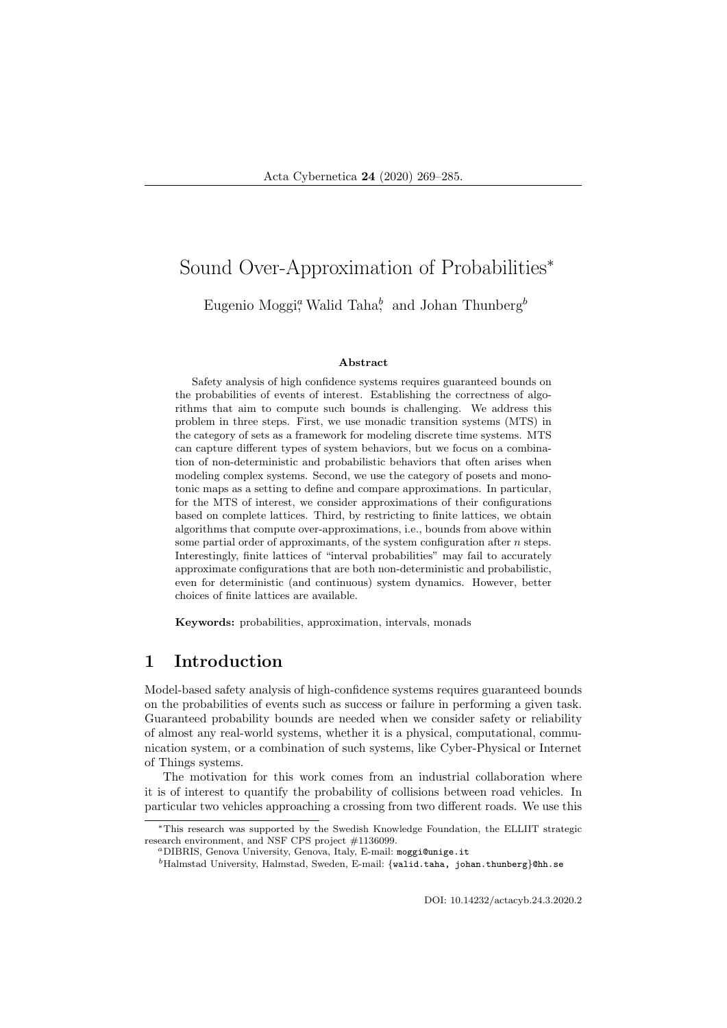# Sound Over-Approximation of Probabilities*

Eugenio Moggi[a], Walid Taha[b], and Johan Thunberg[b]

### Abstract

Safety analysis of high confidence systems requires guaranteed bounds on the probabilities of events of interest. Establishing the correctness of algorithms that aim to compute such bounds is challenging. We address this problem in three steps. First, we use monadic transition systems (MTS) in the category of sets as a framework for modeling discrete time systems. MTS can capture different types of system behaviors, but we focus on a combination of non-deterministic and probabilistic behaviors that often arises when modeling complex systems. Second, we use the category of posets and monotonic maps as a setting to define and compare approximations. In particular, for the MTS of interest, we consider approximations of their configurations based on complete lattices. Third, by restricting to finite lattices, we obtain algorithms that compute over-approximations, i.e., bounds from above within some partial order of approximants, of the system configuration after $n$ steps. Interestingly, finite lattices of "interval probabilities" may fail to accurately approximate configurations that are both non-deterministic and probabilistic, even for deterministic (and continuous) system dynamics. However, better choices of finite lattices are available.

**Keywords:** probabilities, approximation, intervals, monads

## 1 Introduction

Model-based safety analysis of high-confidence systems requires guaranteed bounds on the probabilities of events such as success or failure in performing a given task. Guaranteed probability bounds are needed when we consider safety or reliability of almost any real-world systems, whether it is a physical, computational, communication system, or a combination of such systems, like Cyber-Physical or Internet of Things systems.

The motivation for this work comes from an industrial collaboration where it is of interest to quantify the probability of collisions between road vehicles. In particular two vehicles approaching a crossing from two different roads. We use this

---

*This research was supported by the Swedish Knowledge Foundation, the ELLIIT strategic research environment, and NSF CPS project #1136099.

[a]DIBRIS, Genova University, Genova, Italy, E-mail: moggi@unige.it

[b]Halmstad University, Halmstad, Sweden, E-mail: {walid.taha, johan.thunberg}@hh.se

DOI: 10.14232/actacyb.24.3.2020.2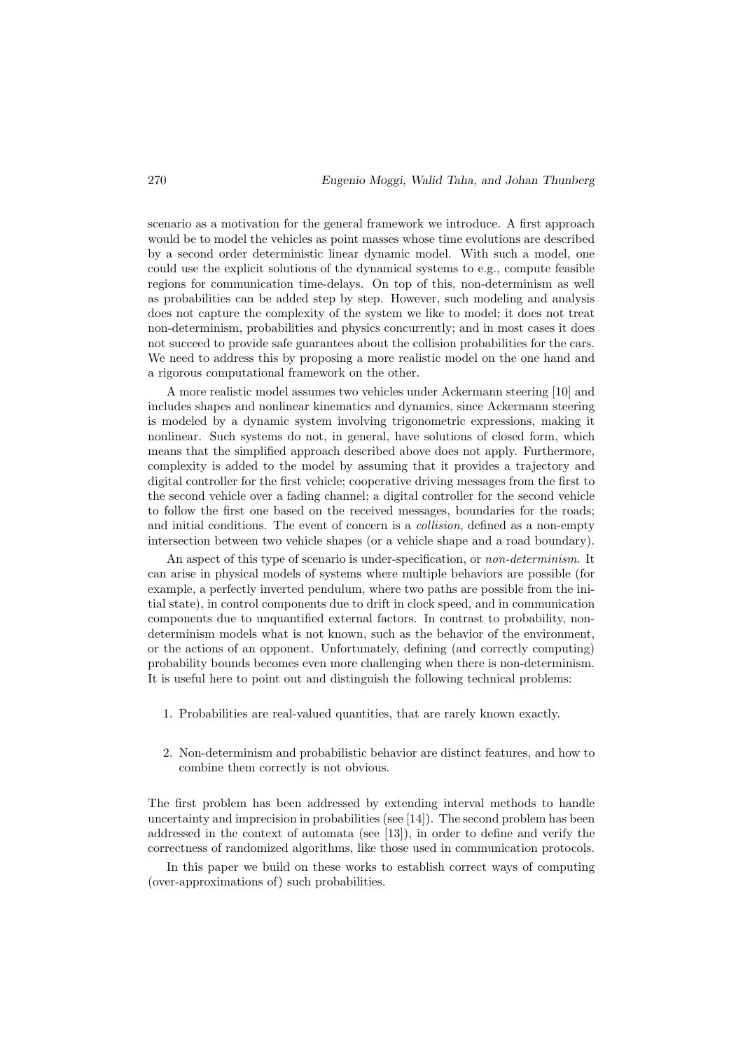scenario as a motivation for the general framework we introduce. A first approach would be to model the vehicles as point masses whose time evolutions are described by a second order deterministic linear dynamic model. With such a model, one could use the explicit solutions of the dynamical systems to e.g., compute feasible regions for communication time-delays. On top of this, non-determinism as well as probabilities can be added step by step. However, such modeling and analysis does not capture the complexity of the system we like to model; it does not treat non-determinism, probabilities and physics concurrently; and in most cases it does not succeed to provide safe guarantees about the collision probabilities for the cars. We need to address this by proposing a more realistic model on the one hand and a rigorous computational framework on the other.

A more realistic model assumes two vehicles under Ackermann steering [10] and includes shapes and nonlinear kinematics and dynamics, since Ackermann steering is modeled by a dynamic system involving trigonometric expressions, making it nonlinear. Such systems do not, in general, have solutions of closed form, which means that the simplified approach described above does not apply. Furthermore, complexity is added to the model by assuming that it provides a trajectory and digital controller for the first vehicle; cooperative driving messages from the first to the second vehicle over a fading channel; a digital controller for the second vehicle to follow the first one based on the received messages, boundaries for the roads; and initial conditions. The event of concern is a *collision*, defined as a non-empty intersection between two vehicle shapes (or a vehicle shape and a road boundary).

An aspect of this type of scenario is under-specification, or *non-determinism*. It can arise in physical models of systems where multiple behaviors are possible (for example, a perfectly inverted pendulum, where two paths are possible from the initial state), in control components due to drift in clock speed, and in communication components due to unquantified external factors. In contrast to probability, non-determinism models what is not known, such as the behavior of the environment, or the actions of an opponent. Unfortunately, defining (and correctly computing) probability bounds becomes even more challenging when there is non-determinism. It is useful here to point out and distinguish the following technical problems:

1. Probabilities are real-valued quantities, that are rarely known exactly.
2. Non-determinism and probabilistic behavior are distinct features, and how to combine them correctly is not obvious.

The first problem has been addressed by extending interval methods to handle uncertainty and imprecision in probabilities (see [14]). The second problem has been addressed in the context of automata (see [13]), in order to define and verify the correctness of randomized algorithms, like those used in communication protocols.

In this paper we build on these works to establish correct ways of computing (over-approximations of) such probabilities.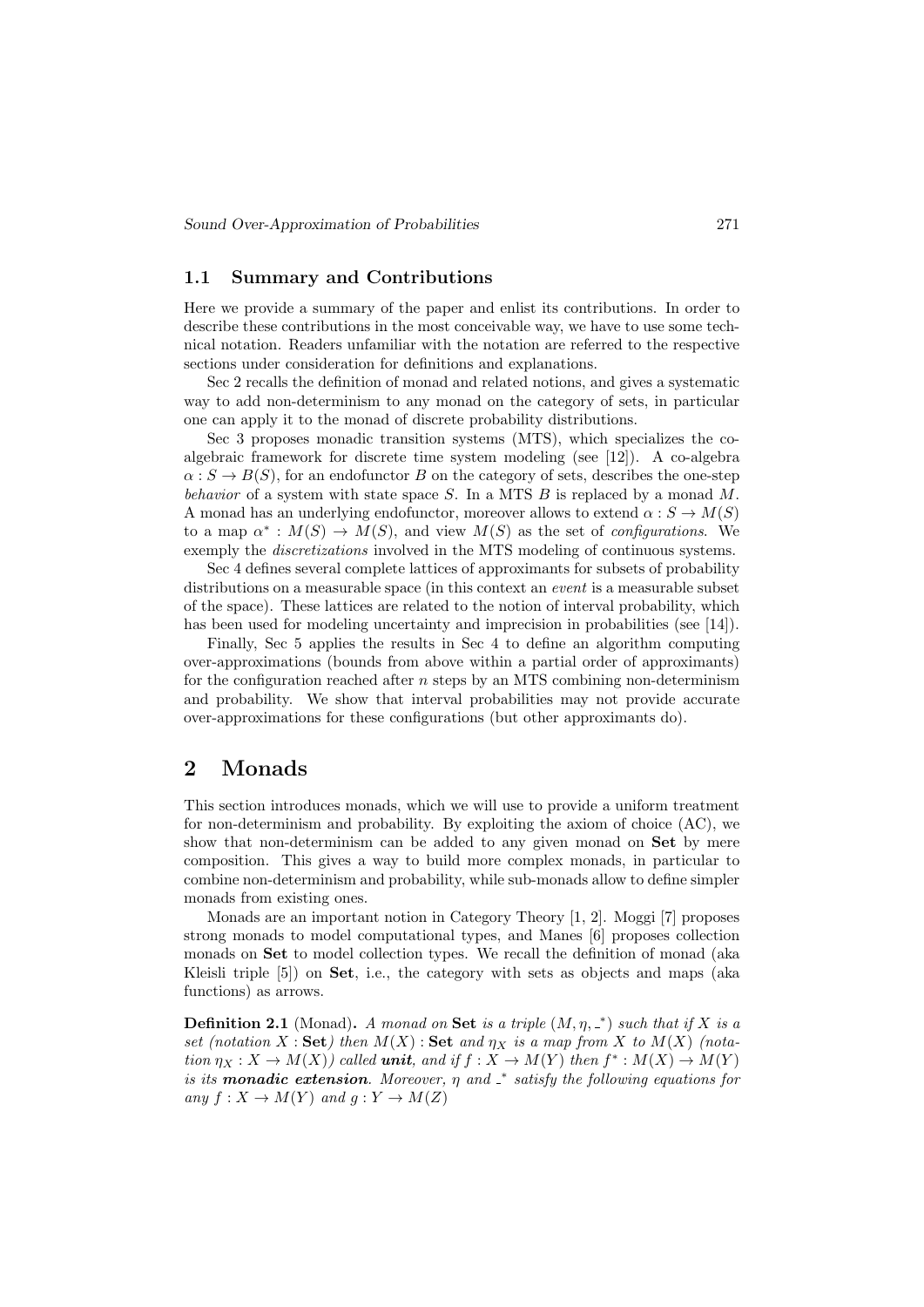### 1.1 Summary and Contributions

Here we provide a summary of the paper and enlist its contributions. In order to describe these contributions in the most conceivable way, we have to use some technical notation. Readers unfamiliar with the notation are referred to the respective sections under consideration for definitions and explanations.

Sec 2 recalls the definition of monad and related notions, and gives a systematic way to add non-determinism to any monad on the category of sets, in particular one can apply it to the monad of discrete probability distributions.

Sec 3 proposes monadic transition systems (MTS), which specializes the co-algebraic framework for discrete time system modeling (see [12]). A co-algebra $\alpha : S \to B(S)$, for an endofunctor $B$ on the category of sets, describes the one-step *behavior* of a system with state space $S$. In a MTS $B$ is replaced by a monad $M$. A monad has an underlying endofunctor, moreover allows to extend $\alpha : S \to M(S)$ to a map $\alpha^* : M(S) \to M(S)$, and view $M(S)$ as the set of *configurations*. We exemply the *discretizations* involved in the MTS modeling of continuous systems.

Sec 4 defines several complete lattices of approximants for subsets of probability distributions on a measurable space (in this context an *event* is a measurable subset of the space). These lattices are related to the notion of interval probability, which has been used for modeling uncertainty and imprecision in probabilities (see [14]).

Finally, Sec 5 applies the results in Sec 4 to define an algorithm computing over-approximations (bounds from above within a partial order of approximants) for the configuration reached after $n$ steps by an MTS combining non-determinism and probability. We show that interval probabilities may not provide accurate over-approximations for these configurations (but other approximants do).

# 2 Monads

This section introduces monads, which we will use to provide a uniform treatment for non-determinism and probability. By exploiting the axiom of choice (AC), we show that non-determinism can be added to any given monad on **Set** by mere composition. This gives a way to build more complex monads, in particular to combine non-determinism and probability, while sub-monads allow to define simpler monads from existing ones.

Monads are an important notion in Category Theory [1, 2]. Moggi [7] proposes strong monads to model computational types, and Manes [6] proposes collection monads on **Set** to model collection types. We recall the definition of monad (aka Kleisli triple [5]) on **Set**, i.e., the category with sets as objects and maps (aka functions) as arrows.

**Definition 2.1** (Monad)**.** *A monad on* **Set** *is a triple $(M, \eta, \_^*)$ such that if $X$ is a set (notation $X :$ **Set***) then $M(X) :$ **Set** *and $\eta_X$ is a map from $X$ to $M(X)$ (notation $\eta_X : X \to M(X)$) called* ***unit****, and if $f : X \to M(Y)$ then $f^* : M(X) \to M(Y)$ is its* ***monadic extension****. Moreover, $\eta$ and $\_^*$ satisfy the following equations for any $f : X \to M(Y)$ and $g : Y \to M(Z)$*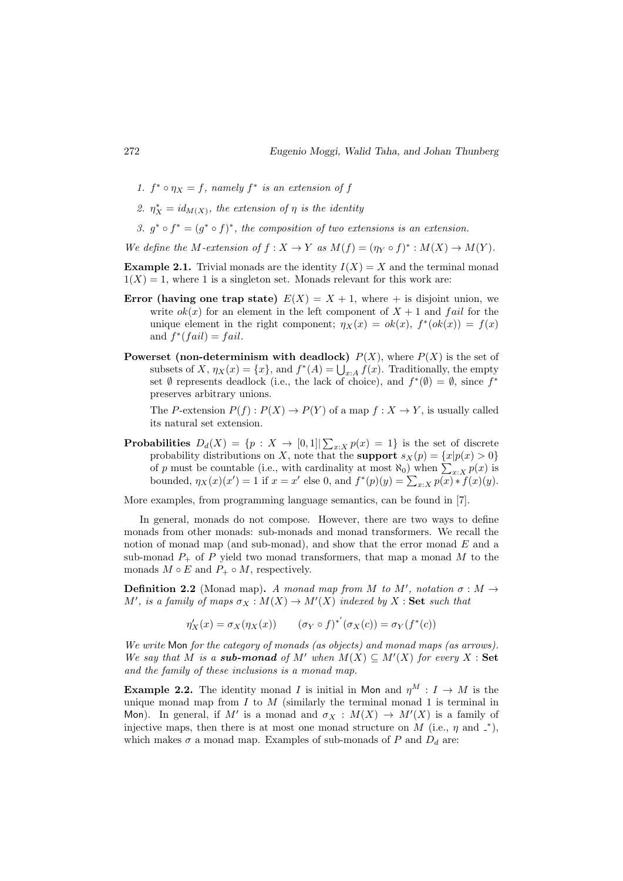1. $f^* \circ \eta_X = f$, *namely* $f^*$ *is an extension of* $f$
2. $\eta_X^* = id_{M(X)}$, *the extension of* $\eta$ *is the identity*
3. $g^* \circ f^* = (g^* \circ f)^*$, *the composition of two extensions is an extension.*

*We define the* $M$*-extension of* $f : X \to Y$ *as* $M(f) = (\eta_Y \circ f)^* : M(X) \to M(Y)$.

**Example 2.1.** Trivial monads are the identity $I(X) = X$ and the terminal monad $1(X) = 1$, where 1 is a singleton set. Monads relevant for this work are:

**Error (having one trap state)** $E(X) = X + 1$, where $+$ is disjoint union, we write $ok(x)$ for an element in the left component of $X + 1$ and $fail$ for the unique element in the right component; $\eta_X(x) = ok(x)$, $f^*(ok(x)) = f(x)$ and $f^*(fail) = fail$.

**Powerset (non-determinism with deadlock)** $P(X)$, where $P(X)$ is the set of subsets of $X$, $\eta_X(x) = \{x\}$, and $f^*(A) = \bigcup_{x:A} f(x)$. Traditionally, the empty set $\emptyset$ represents deadlock (i.e., the lack of choice), and $f^*(\emptyset) = \emptyset$, since $f^*$ preserves arbitrary unions.

The $P$-extension $P(f) : P(X) \to P(Y)$ of a map $f : X \to Y$, is usually called its natural set extension.

**Probabilities** $D_d(X) = \{p : X \to [0, 1] | \sum_{x:X} p(x) = 1\}$ is the set of discrete probability distributions on $X$, note that the **support** $s_X(p) = \{x | p(x) > 0\}$ of $p$ must be countable (i.e., with cardinality at most $\aleph_0$) when $\sum_{x:X} p(x)$ is bounded, $\eta_X(x)(x') = 1$ if $x = x'$ else 0, and $f^*(p)(y) = \sum_{x:X} p(x) * f(x)(y)$.

More examples, from programming language semantics, can be found in [7].

In general, monads do not compose. However, there are two ways to define monads from other monads: sub-monads and monad transformers. We recall the notion of monad map (and sub-monad), and show that the error monad $E$ and a sub-monad $P_+$ of $P$ yield two monad transformers, that map a monad $M$ to the monads $M \circ E$ and $P_+ \circ M$, respectively.

**Definition 2.2** (Monad map)**.** *A monad map from* $M$ *to* $M'$, *notation* $\sigma : M \to M'$, *is a family of maps* $\sigma_X : M(X) \to M'(X)$ *indexed by* $X : \mathbf{Set}$ *such that*

$$\eta'_X(x) = \sigma_X(\eta_X(x)) \qquad (\sigma_Y \circ f)^{*'}(\sigma_X(c)) = \sigma_Y(f^*(c))$$

*We write* Mon *for the category of monads (as objects) and monad maps (as arrows). We say that* $M$ *is a* ***sub-monad*** *of* $M'$ *when* $M(X) \subseteq M'(X)$ *for every* $X : \mathbf{Set}$ *and the family of these inclusions is a monad map.*

**Example 2.2.** The identity monad $I$ is initial in Mon and $\eta^M : I \to M$ is the unique monad map from $I$ to $M$ (similarly the terminal monad 1 is terminal in Mon). In general, if $M'$ is a monad and $\sigma_X : M(X) \to M'(X)$ is a family of injective maps, then there is at most one monad structure on $M$ (i.e., $\eta$ and $\_^*$), which makes $\sigma$ a monad map. Examples of sub-monads of $P$ and $D_d$ are: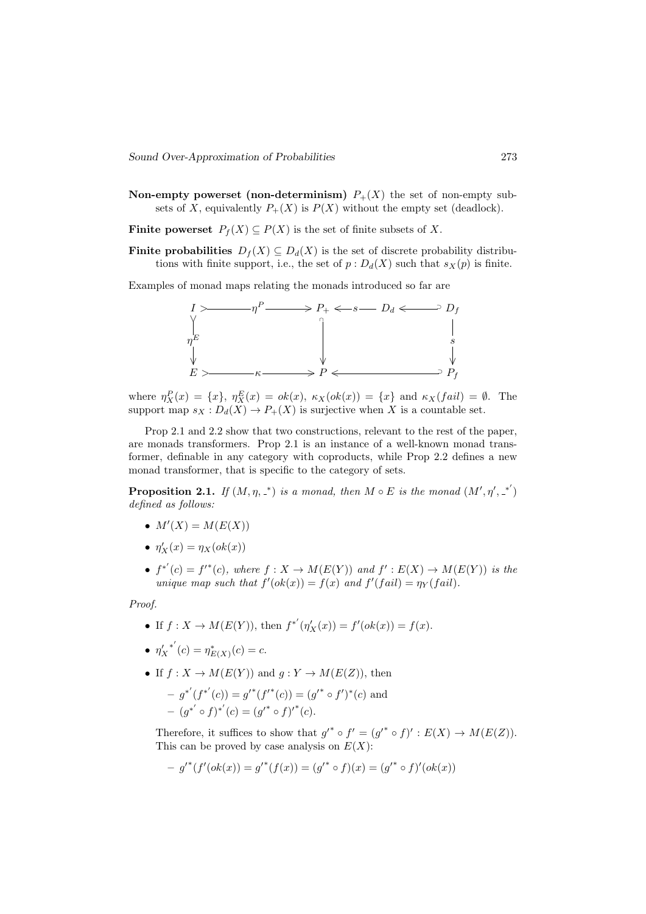**Non-empty powerset (non-determinism)** $P_+(X)$ the set of non-empty subsets of $X$, equivalently $P_+(X)$ is $P(X)$ without the empty set (deadlock).

**Finite powerset** $P_f(X) \subseteq P(X)$ is the set of finite subsets of $X$.

**Finite probabilities** $D_f(X) \subseteq D_d(X)$ is the set of discrete probability distributions with finite support, i.e., the set of $p : D_d(X)$ such that $s_X(p)$ is finite.

Examples of monad maps relating the monads introduced so far are

$$
\begin{array}{ccccccc}
I & \xrightarrow{\eta^P} & P_+ & \xleftarrow{s} & D_d & \hookleftarrow & D_f \\
\downarrow \eta^E & & \downarrow & & & & \downarrow s \\
E & \xrightarrow{\kappa} & P & \hookleftarrow & & & P_f
\end{array}
$$

where $\eta^P_X(x) = \{x\}$, $\eta^E_X(x) = ok(x)$, $\kappa_X(ok(x)) = \{x\}$ and $\kappa_X(fail) = \emptyset$. The support map $s_X : D_d(X) \to P_+(X)$ is surjective when $X$ is a countable set.

Prop 2.1 and 2.2 show that two constructions, relevant to the rest of the paper, are monads transformers. Prop 2.1 is an instance of a well-known monad transformer, definable in any category with coproducts, while Prop 2.2 defines a new monad transformer, that is specific to the category of sets.

**Proposition 2.1.** *If $(M, \eta, \_^*)$ is a monad, then $M \circ E$ is the monad $(M', \eta', \_^{*'})$ defined as follows:*

- $M'(X) = M(E(X))$
- $\eta'_X(x) = \eta_X(ok(x))$
- $f^{*'}(c) = f'^*(c)$*, where $f : X \to M(E(Y))$ and $f' : E(X) \to M(E(Y))$ is the unique map such that $f'(ok(x)) = f(x)$ and $f'(fail) = \eta_Y(fail)$.*

*Proof.*

- If $f : X \to M(E(Y))$, then $f^{*'}(\eta'_X(x)) = f'(ok(x)) = f(x)$.
- ${\eta'_X}^{*'}(c) = \eta^*_{E(X)}(c) = c$.
- If $f : X \to M(E(Y))$ and $g : Y \to M(E(Z))$, then
  - $g^{*'}(f^{*'}(c)) = g'^*(f'^*(c)) = (g'^* \circ f')^*(c)$ and
  - $(g^{*'} \circ f)^{*'}(c) = (g'^* \circ f)'^*(c)$.

  Therefore, it suffices to show that $g'^* \circ f' = (g'^* \circ f)' : E(X) \to M(E(Z))$. This can be proved by case analysis on $E(X)$:

  - $g'^*(f'(ok(x)) = g'^*(f(x)) = (g'^* \circ f)(x) = (g'^* \circ f)'(ok(x))$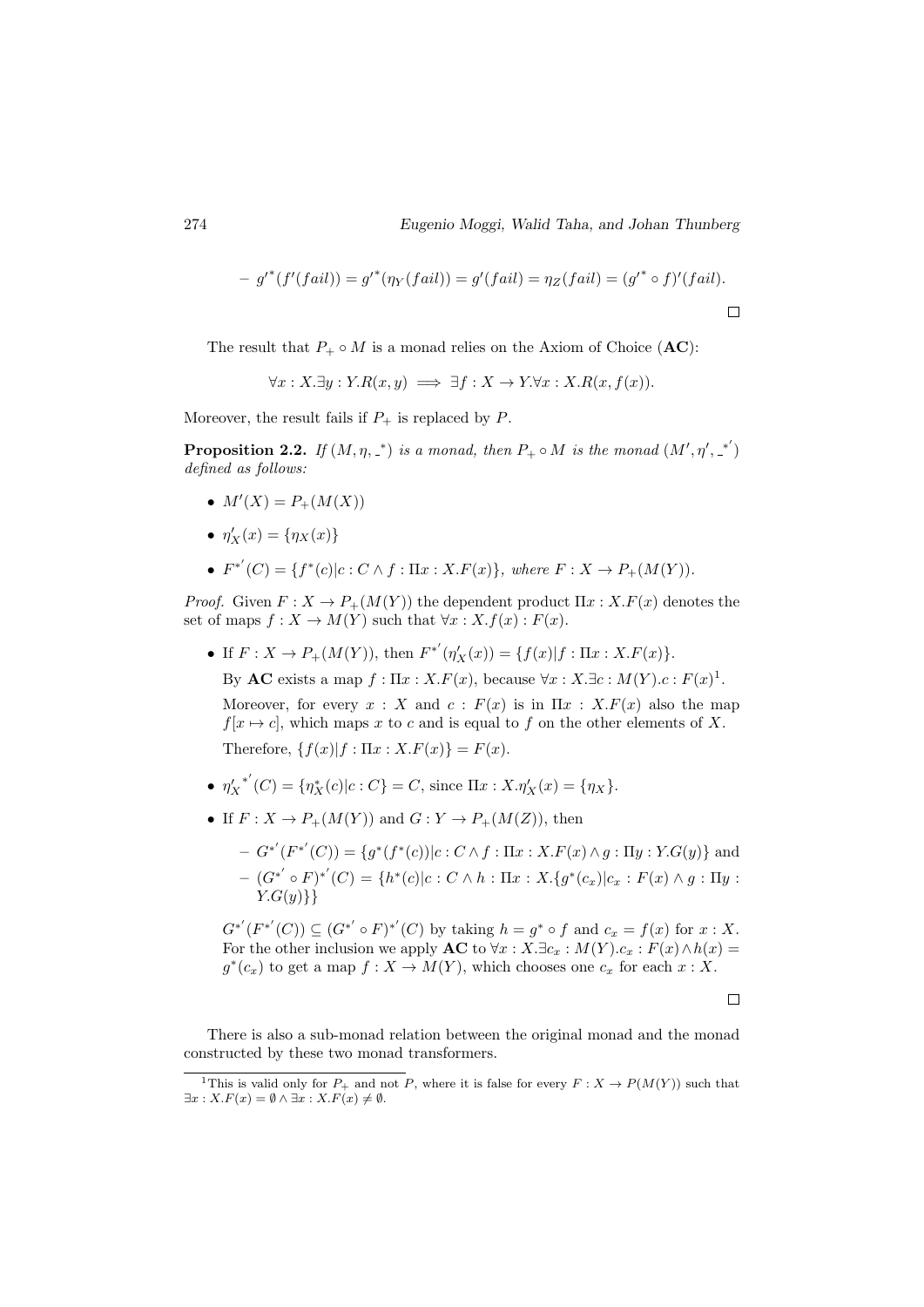– $g'^*(f'(fail)) = g'^*(\eta_Y(fail)) = g'(fail) = \eta_Z(fail) = (g'^* \circ f)'(fail)$.

□

The result that $P_+ \circ M$ is a monad relies on the Axiom of Choice (**AC**):

$$\forall x : X.\exists y : Y.R(x, y) \implies \exists f : X \to Y.\forall x : X.R(x, f(x)).$$

Moreover, the result fails if $P_+$ is replaced by $P$.

**Proposition 2.2.** *If* $(M, \eta, \_^*)$ *is a monad, then* $P_+ \circ M$ *is the monad* $(M', \eta', \_^{*'})$ *defined as follows:*

- $M'(X) = P_+(M(X))$
- $\eta'_X(x) = \{\eta_X(x)\}$
- $F^{*'}(C) = \{f^*(c) | c : C \wedge f : \Pi x : X.F(x)\}$, *where* $F : X \to P_+(M(Y))$.

*Proof.* Given $F : X \to P_+(M(Y))$ the dependent product $\Pi x : X.F(x)$ denotes the set of maps $f : X \to M(Y)$ such that $\forall x : X.f(x) : F(x)$.

- If $F : X \to P_+(M(Y))$, then $F^{*'}(\eta'_X(x)) = \{f(x) | f : \Pi x : X.F(x)\}$.

  By **AC** exists a map $f : \Pi x : X.F(x)$, because $\forall x : X.\exists c : M(Y).c : F(x)$[1].

  Moreover, for every $x : X$ and $c : F(x)$ is in $\Pi x : X.F(x)$ also the map $f[x \mapsto c]$, which maps $x$ to $c$ and is equal to $f$ on the other elements of $X$.

  Therefore, $\{f(x) | f : \Pi x : X.F(x)\} = F(x)$.

- ${\eta'_X}^{*'}(C) = \{\eta^*_X(c) | c : C\} = C$, since $\Pi x : X.\eta'_X(x) = \{\eta_X\}$.

- If $F : X \to P_+(M(Y))$ and $G : Y \to P_+(M(Z))$, then

  – $G^{*'}(F^{*'}(C)) = \{g^*(f^*(c)) | c : C \wedge f : \Pi x : X.F(x) \wedge g : \Pi y : Y.G(y)\}$ and

  – $(G^{*'} \circ F)^{*'}(C) = \{h^*(c) | c : C \wedge h : \Pi x : X.\{g^*(c_x) | c_x : F(x) \wedge g : \Pi y : Y.G(y)\}\}$

  $G^{*'}(F^{*'}(C)) \subseteq (G^{*'} \circ F)^{*'}(C)$ by taking $h = g^* \circ f$ and $c_x = f(x)$ for $x : X$. For the other inclusion we apply **AC** to $\forall x : X.\exists c_x : M(Y).c_x : F(x) \wedge h(x) = g^*(c_x)$ to get a map $f : X \to M(Y)$, which chooses one $c_x$ for each $x : X$.

□

There is also a sub-monad relation between the original monad and the monad constructed by these two monad transformers.

[1] This is valid only for $P_+$ and not $P$, where it is false for every $F : X \to P(M(Y))$ such that $\exists x : X.F(x) = \emptyset \wedge \exists x : X.F(x) \neq \emptyset$.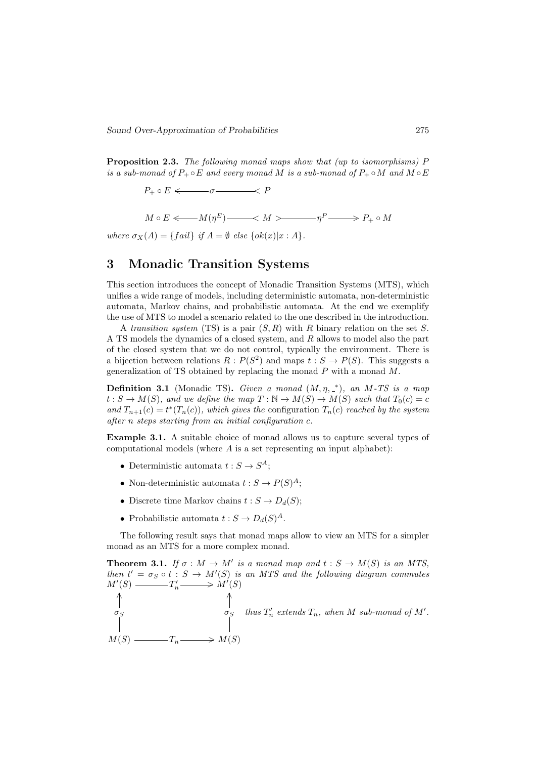**Proposition 2.3.** *The following monad maps show that (up to isomorphisms) $P$ is a sub-monad of $P_+ \circ E$ and every monad $M$ is a sub-monad of $P_+ \circ M$ and $M \circ E$*

$$P_+ \circ E \longleftarrow \sigma \longleftarrow P$$

$$M \circ E \longleftarrow M(\eta^E) \longleftarrow M \longrightarrow \eta^P \longrightarrow P_+ \circ M$$

*where* $\sigma_X(A) = \{fail\}$ *if* $A = \emptyset$ *else* $\{ok(x)|x : A\}$.

# 3 Monadic Transition Systems

This section introduces the concept of Monadic Transition Systems (MTS), which unifies a wide range of models, including deterministic automata, non-deterministic automata, Markov chains, and probabilistic automata. At the end we exemplify the use of MTS to model a scenario related to the one described in the introduction.

A *transition system* (TS) is a pair $(S, R)$ with $R$ binary relation on the set $S$. A TS models the dynamics of a closed system, and $R$ allows to model also the part of the closed system that we do not control, typically the environment. There is a bijection between relations $R : P(S^2)$ and maps $t : S \to P(S)$. This suggests a generalization of TS obtained by replacing the monad $P$ with a monad $M$.

**Definition 3.1** (Monadic TS)**.** *Given a monad $(M, \eta, \_^*)$, an $M$-TS is a map $t : S \to M(S)$, and we define the map $T : \mathbb{N} \to M(S) \to M(S)$ such that $T_0(c) = c$ and $T_{n+1}(c) = t^*(T_n(c))$, which gives the* configuration *$T_n(c)$ reached by the system after $n$ steps starting from an initial configuration $c$.*

**Example 3.1.** A suitable choice of monad allows us to capture several types of computational models (where $A$ is a set representing an input alphabet):

- Deterministic automata $t : S \to S^A$;
- Non-deterministic automata $t : S \to P(S)^A$;
- Discrete time Markov chains $t : S \to D_d(S)$;
- Probabilistic automata $t : S \to D_d(S)^A$.

The following result says that monad maps allow to view an MTS for a simpler monad as an MTS for a more complex monad.

**Theorem 3.1.** *If $\sigma : M \to M'$ is a monad map and $t : S \to M(S)$ is an MTS, then $t' = \sigma_S \circ t : S \to M'(S)$ is an MTS and the following diagram commutes*

$$\begin{array}{ccc}
M'(S) & \xrightarrow{\quad T'_n \quad} & M'(S) \\
\uparrow \sigma_S & & \uparrow \sigma_S \\
M(S) & \xrightarrow{\quad T_n \quad} & M(S)
\end{array}$$

*thus $T'_n$ extends $T_n$, when $M$ sub-monad of $M'$.*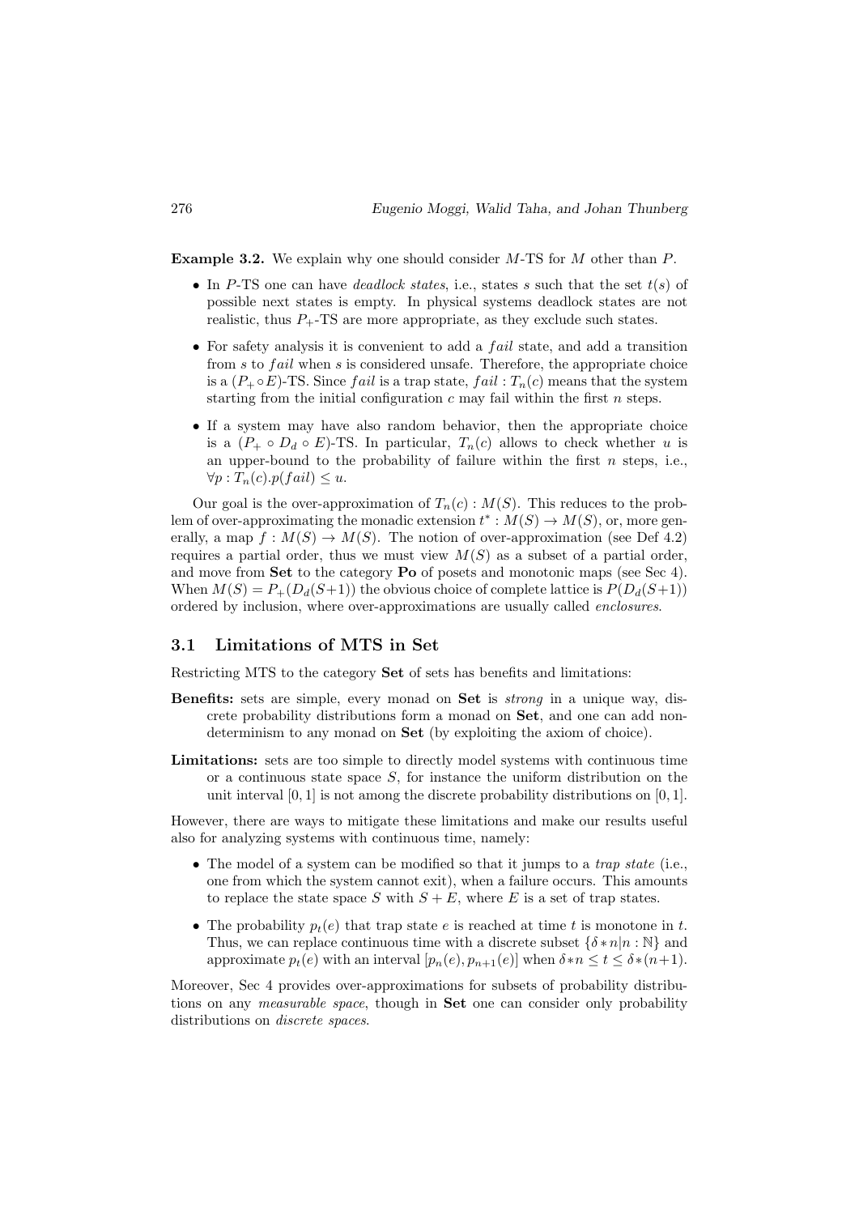**Example 3.2.** We explain why one should consider $M$-TS for $M$ other than $P$.

- In $P$-TS one can have *deadlock states*, i.e., states $s$ such that the set $t(s)$ of possible next states is empty. In physical systems deadlock states are not realistic, thus $P_+$-TS are more appropriate, as they exclude such states.
- For safety analysis it is convenient to add a $fail$ state, and add a transition from $s$ to $fail$ when $s$ is considered unsafe. Therefore, the appropriate choice is a $(P_+ \circ E)$-TS. Since $fail$ is a trap state, $fail : T_n(c)$ means that the system starting from the initial configuration $c$ may fail within the first $n$ steps.
- If a system may have also random behavior, then the appropriate choice is a $(P_+ \circ D_d \circ E)$-TS. In particular, $T_n(c)$ allows to check whether $u$ is an upper-bound to the probability of failure within the first $n$ steps, i.e., $\forall p : T_n(c).p(fail) \leq u$.

Our goal is the over-approximation of $T_n(c) : M(S)$. This reduces to the problem of over-approximating the monadic extension $t^* : M(S) \to M(S)$, or, more generally, a map $f : M(S) \to M(S)$. The notion of over-approximation (see Def 4.2) requires a partial order, thus we must view $M(S)$ as a subset of a partial order, and move from **Set** to the category **Po** of posets and monotonic maps (see Sec 4). When $M(S) = P_+(D_d(S+1))$ the obvious choice of complete lattice is $P(D_d(S+1))$ ordered by inclusion, where over-approximations are usually called *enclosures*.

### 3.1 Limitations of MTS in Set

Restricting MTS to the category **Set** of sets has benefits and limitations:

**Benefits:** sets are simple, every monad on **Set** is *strong* in a unique way, discrete probability distributions form a monad on **Set**, and one can add non-determinism to any monad on **Set** (by exploiting the axiom of choice).

**Limitations:** sets are too simple to directly model systems with continuous time or a continuous state space $S$, for instance the uniform distribution on the unit interval $[0, 1]$ is not among the discrete probability distributions on $[0, 1]$.

However, there are ways to mitigate these limitations and make our results useful also for analyzing systems with continuous time, namely:

- The model of a system can be modified so that it jumps to a *trap state* (i.e., one from which the system cannot exit), when a failure occurs. This amounts to replace the state space $S$ with $S + E$, where $E$ is a set of trap states.
- The probability $p_t(e)$ that trap state $e$ is reached at time $t$ is monotone in $t$. Thus, we can replace continuous time with a discrete subset $\{\delta * n | n : \mathbb{N}\}$ and approximate $p_t(e)$ with an interval $[p_n(e), p_{n+1}(e)]$ when $\delta * n \leq t \leq \delta * (n+1)$.

Moreover, Sec 4 provides over-approximations for subsets of probability distributions on any *measurable space*, though in **Set** one can consider only probability distributions on *discrete spaces*.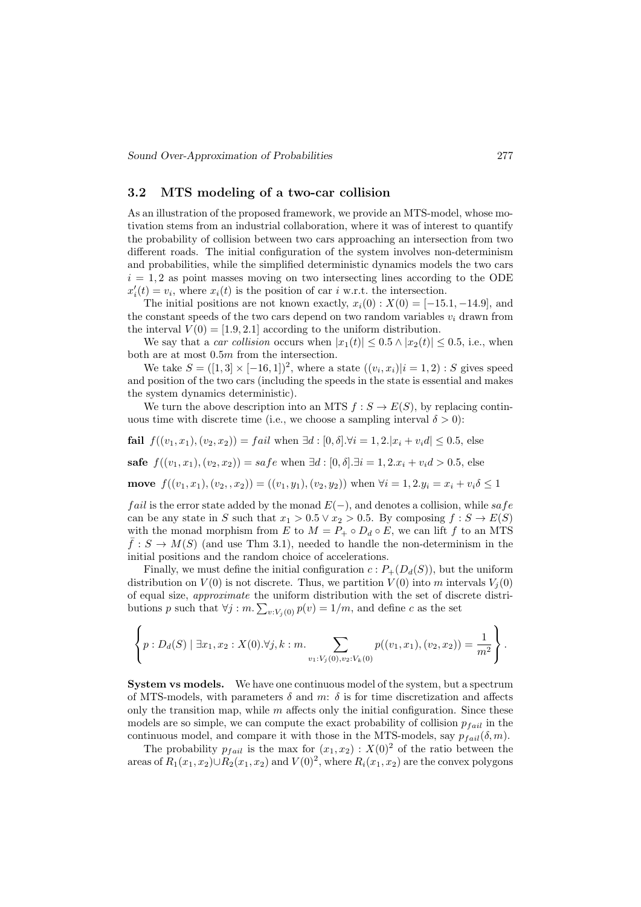### 3.2 MTS modeling of a two-car collision

As an illustration of the proposed framework, we provide an MTS-model, whose motivation stems from an industrial collaboration, where it was of interest to quantify the probability of collision between two cars approaching an intersection from two different roads. The initial configuration of the system involves non-determinism and probabilities, while the simplified deterministic dynamics models the two cars $i = 1, 2$ as point masses moving on two intersecting lines according to the ODE $x_i'(t) = v_i$, where $x_i(t)$ is the position of car $i$ w.r.t. the intersection.

The initial positions are not known exactly, $x_i(0) : X(0) = [-15.1, -14.9]$, and the constant speeds of the two cars depend on two random variables $v_i$ drawn from the interval $V(0) = [1.9, 2.1]$ according to the uniform distribution.

We say that a *car collision* occurs when $|x_1(t)| \leq 0.5 \wedge |x_2(t)| \leq 0.5$, i.e., when both are at most $0.5m$ from the intersection.

We take $S = ([1, 3] \times [-16, 1])^2$, where a state $((v_i, x_i)|i = 1, 2) : S$ gives speed and position of the two cars (including the speeds in the state is essential and makes the system dynamics deterministic).

We turn the above description into an MTS $f : S \to E(S)$, by replacing continuous time with discrete time (i.e., we choose a sampling interval $\delta > 0$):

**fail** $f((v_1, x_1), (v_2, x_2)) = fail$ when $\exists d : [0, \delta].\forall i = 1, 2.|x_i + v_i d| \leq 0.5$, else

**safe** $f((v_1, x_1), (v_2, x_2)) = safe$ when $\exists d : [0, \delta].\exists i = 1, 2.x_i + v_i d > 0.5$, else

**move** $f((v_1, x_1), (v_2, , x_2)) = ((v_1, y_1), (v_2, y_2))$ when $\forall i = 1, 2.y_i = x_i + v_i\delta \leq 1$

$fail$ is the error state added by the monad $E(-)$, and denotes a collision, while $safe$ can be any state in $S$ such that $x_1 > 0.5 \vee x_2 > 0.5$. By composing $f : S \to E(S)$ with the monad morphism from $E$ to $M = P_+ \circ D_d \circ E$, we can lift $f$ to an MTS $\bar{f} : S \to M(S)$ (and use Thm 3.1), needed to handle the non-determinism in the initial positions and the random choice of accelerations.

Finally, we must define the initial configuration $c : P_+(D_d(S))$, but the uniform distribution on $V(0)$ is not discrete. Thus, we partition $V(0)$ into $m$ intervals $V_j(0)$ of equal size, *approximate* the uniform distribution with the set of discrete distributions $p$ such that $\forall j : m. \sum_{v:V_j(0)} p(v) = 1/m$, and define $c$ as the set

$$\left\{ p : D_d(S) \mid \exists x_1, x_2 : X(0).\forall j, k : m. \sum_{v_1:V_j(0), v_2:V_k(0)} p((v_1, x_1), (v_2, x_2)) = \frac{1}{m^2} \right\}.$$

**System vs models.** We have one continuous model of the system, but a spectrum of MTS-models, with parameters $\delta$ and $m$: $\delta$ is for time discretization and affects only the transition map, while $m$ affects only the initial configuration. Since these models are so simple, we can compute the exact probability of collision $p_{fail}$ in the continuous model, and compare it with those in the MTS-models, say $p_{fail}(\delta, m)$.

The probability $p_{fail}$ is the max for $(x_1, x_2) : X(0)^2$ of the ratio between the areas of $R_1(x_1, x_2) \cup R_2(x_1, x_2)$ and $V(0)^2$, where $R_i(x_1, x_2)$ are the convex polygons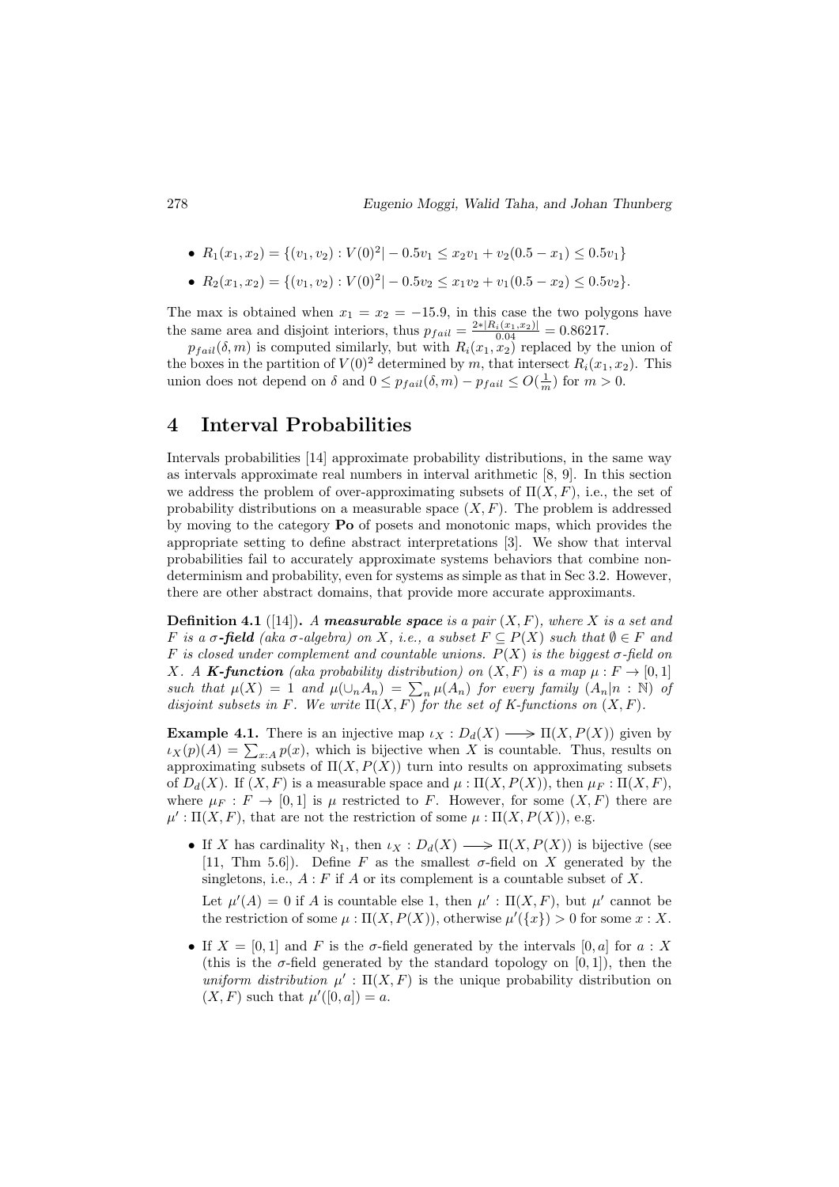- $R_1(x_1, x_2) = \{(v_1, v_2) : V(0)^2 | -0.5v_1 \leq x_2 v_1 + v_2(0.5 - x_1) \leq 0.5v_1\}$
- $R_2(x_1, x_2) = \{(v_1, v_2) : V(0)^2 | -0.5v_2 \leq x_1 v_2 + v_1(0.5 - x_2) \leq 0.5v_2\}$.

The max is obtained when $x_1 = x_2 = -15.9$, in this case the two polygons have the same area and disjoint interiors, thus $p_{fail} = \frac{2*|R_i(x_1,x_2)|}{0.04} = 0.86217$.

$p_{fail}(\delta, m)$ is computed similarly, but with $R_i(x_1, x_2)$ replaced by the union of the boxes in the partition of $V(0)^2$ determined by $m$, that intersect $R_i(x_1, x_2)$. This union does not depend on $\delta$ and $0 \leq p_{fail}(\delta, m) - p_{fail} \leq O(\frac{1}{m})$ for $m > 0$.

# 4 Interval Probabilities

Intervals probabilities [14] approximate probability distributions, in the same way as intervals approximate real numbers in interval arithmetic [8, 9]. In this section we address the problem of over-approximating subsets of $\Pi(X, F)$, i.e., the set of probability distributions on a measurable space $(X, F)$. The problem is addressed by moving to the category **Po** of posets and monotonic maps, which provides the appropriate setting to define abstract interpretations [3]. We show that interval probabilities fail to accurately approximate systems behaviors that combine non-determinism and probability, even for systems as simple as that in Sec 3.2. However, there are other abstract domains, that provide more accurate approximants.

**Definition 4.1** ([14]). *A* ***measurable space*** *is a pair $(X, F)$, where $X$ is a set and $F$ is a $\sigma$-**field** (aka $\sigma$-algebra) on $X$, i.e., a subset $F \subseteq P(X)$ such that $\emptyset \in F$ and $F$ is closed under complement and countable unions. $P(X)$ is the biggest $\sigma$-field on $X$. A* ***K-function*** *(aka probability distribution) on $(X, F)$ is a map $\mu : F \to [0, 1]$ such that $\mu(X) = 1$ and $\mu(\cup_n A_n) = \sum_n \mu(A_n)$ for every family $(A_n | n : \mathbb{N})$ of disjoint subsets in $F$. We write $\Pi(X, F)$ for the set of K-functions on $(X, F)$.*

**Example 4.1.** There is an injective map $\iota_X : D_d(X) \longrightarrow \Pi(X, P(X))$ given by $\iota_X(p)(A) = \sum_{x:A} p(x)$, which is bijective when $X$ is countable. Thus, results on approximating subsets of $\Pi(X, P(X))$ turn into results on approximating subsets of $D_d(X)$. If $(X, F)$ is a measurable space and $\mu : \Pi(X, P(X))$, then $\mu_F : \Pi(X, F)$, where $\mu_F : F \to [0, 1]$ is $\mu$ restricted to $F$. However, for some $(X, F)$ there are $\mu' : \Pi(X, F)$, that are not the restriction of some $\mu : \Pi(X, P(X))$, e.g.

- If $X$ has cardinality $\aleph_1$, then $\iota_X : D_d(X) \longrightarrow \Pi(X, P(X))$ is bijective (see [11, Thm 5.6]). Define $F$ as the smallest $\sigma$-field on $X$ generated by the singletons, i.e., $A : F$ if $A$ or its complement is a countable subset of $X$.

  Let $\mu'(A) = 0$ if $A$ is countable else 1, then $\mu' : \Pi(X, F)$, but $\mu'$ cannot be the restriction of some $\mu : \Pi(X, P(X))$, otherwise $\mu'(\{x\}) > 0$ for some $x : X$.

- If $X = [0, 1]$ and $F$ is the $\sigma$-field generated by the intervals $[0, a]$ for $a : X$ (this is the $\sigma$-field generated by the standard topology on $[0, 1]$), then the *uniform distribution* $\mu' : \Pi(X, F)$ is the unique probability distribution on $(X, F)$ such that $\mu'([0, a]) = a$.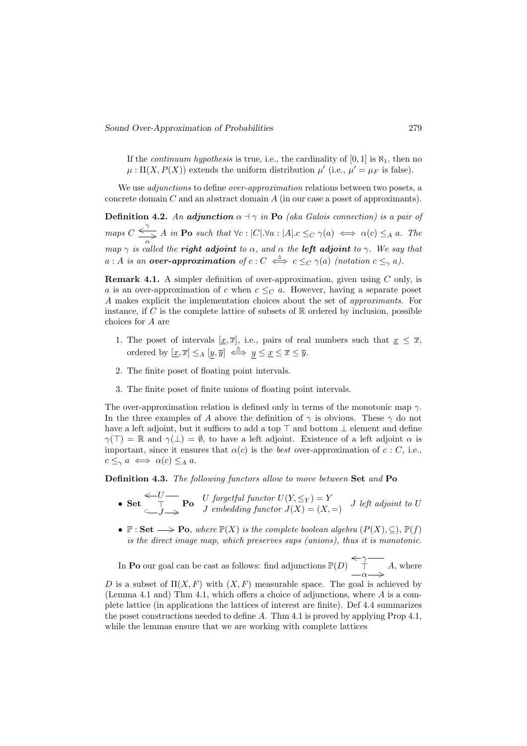If the *continuum hypothesis* is true, i.e., the cardinality of $[0,1]$ is $\aleph_1$, then no $\mu : \Pi(X, P(X))$ extends the uniform distribution $\mu'$ (i.e., $\mu' = \mu_F$ is false).

We use *adjunctions* to define *over-approximation* relations between two posets, a concrete domain $C$ and an abstract domain $A$ (in our case a poset of approximants).

**Definition 4.2.** *An **adjunction** $\alpha \dashv \gamma$ in* **Po** *(aka Galois connection) is a pair of maps $C \underset{\alpha}{\overset{\gamma}{\leftrightarrows}} A$ in* **Po** *such that $\forall c : |C|.\forall a : |A|.c \leq_C \gamma(a) \iff \alpha(c) \leq_A a$. The map $\gamma$ is called the **right adjoint** to $\alpha$, and $\alpha$ the **left adjoint** to $\gamma$. We say that $a : A$ is an **over-approximation** of $c : C \overset{\Delta}{\iff} c \leq_C \gamma(a)$ (notation $c \leq_\gamma a$).*

**Remark 4.1.** A simpler definition of over-approximation, given using $C$ only, is $a$ is an over-approximation of $c$ when $c \leq_C a$. However, having a separate poset $A$ makes explicit the implementation choices about the set of *approximants*. For instance, if $C$ is the complete lattice of subsets of $\mathbb{R}$ ordered by inclusion, possible choices for $A$ are

1. The poset of intervals $[\underline{x}, \overline{x}]$, i.e., pairs of real numbers such that $\underline{x} \leq \overline{x}$, ordered by $[\underline{x}, \overline{x}] \leq_A [\underline{y}, \overline{y}] \overset{\Delta}{\iff} \underline{y} \leq \underline{x} \leq \overline{x} \leq \overline{y}$.
2. The finite poset of floating point intervals.
3. The finite poset of finite unions of floating point intervals.

The over-approximation relation is defined only in terms of the monotonic map $\gamma$. In the three examples of $A$ above the definition of $\gamma$ is obvious. These $\gamma$ do not have a left adjoint, but it suffices to add a top $\top$ and bottom $\bot$ element and define $\gamma(\top) = \mathbb{R}$ and $\gamma(\bot) = \emptyset$, to have a left adjoint. Existence of a left adjoint $\alpha$ is important, since it ensures that $\alpha(c)$ is the *best* over-approximation of $c : C$, i.e., $c \leq_\gamma a \iff \alpha(c) \leq_A a$.

**Definition 4.3.** *The following functors allow to move between* **Set** *and* **Po**

- $\mathbf{Set} \underset{J}{\overset{U}{\leftrightarrows}} \mathbf{Po}$ (with $J \dashv U$) &nbsp; *$U$ forgetful functor $U(Y, \leq_Y) = Y$; $J$ embedding functor $J(X) = (X, =)$* &nbsp; *$J$ left adjoint to $U$*
- $\mathbb{P} : \mathbf{Set} \longrightarrow \mathbf{Po}$*, where $\mathbb{P}(X)$ is the complete boolean algebra $(P(X), \subseteq)$, $\mathbb{P}(f)$ is the direct image map, which preserves sups (unions), thus it is monotonic.*

In **Po** our goal can be cast as follows: find adjunctions $\mathbb{P}(D) \underset{\alpha}{\overset{\gamma}{\leftrightarrows}} A$ (with $\alpha \dashv \gamma$), where $D$ is a subset of $\Pi(X, F)$ with $(X, F)$ measurable space. The goal is achieved by (Lemma 4.1 and) Thm 4.1, which offers a choice of adjunctions, where $A$ is a complete lattice (in applications the lattices of interest are finite). Def 4.4 summarizes the poset constructions needed to define $A$. Thm 4.1 is proved by applying Prop 4.1, while the lemmas ensure that we are working with complete lattices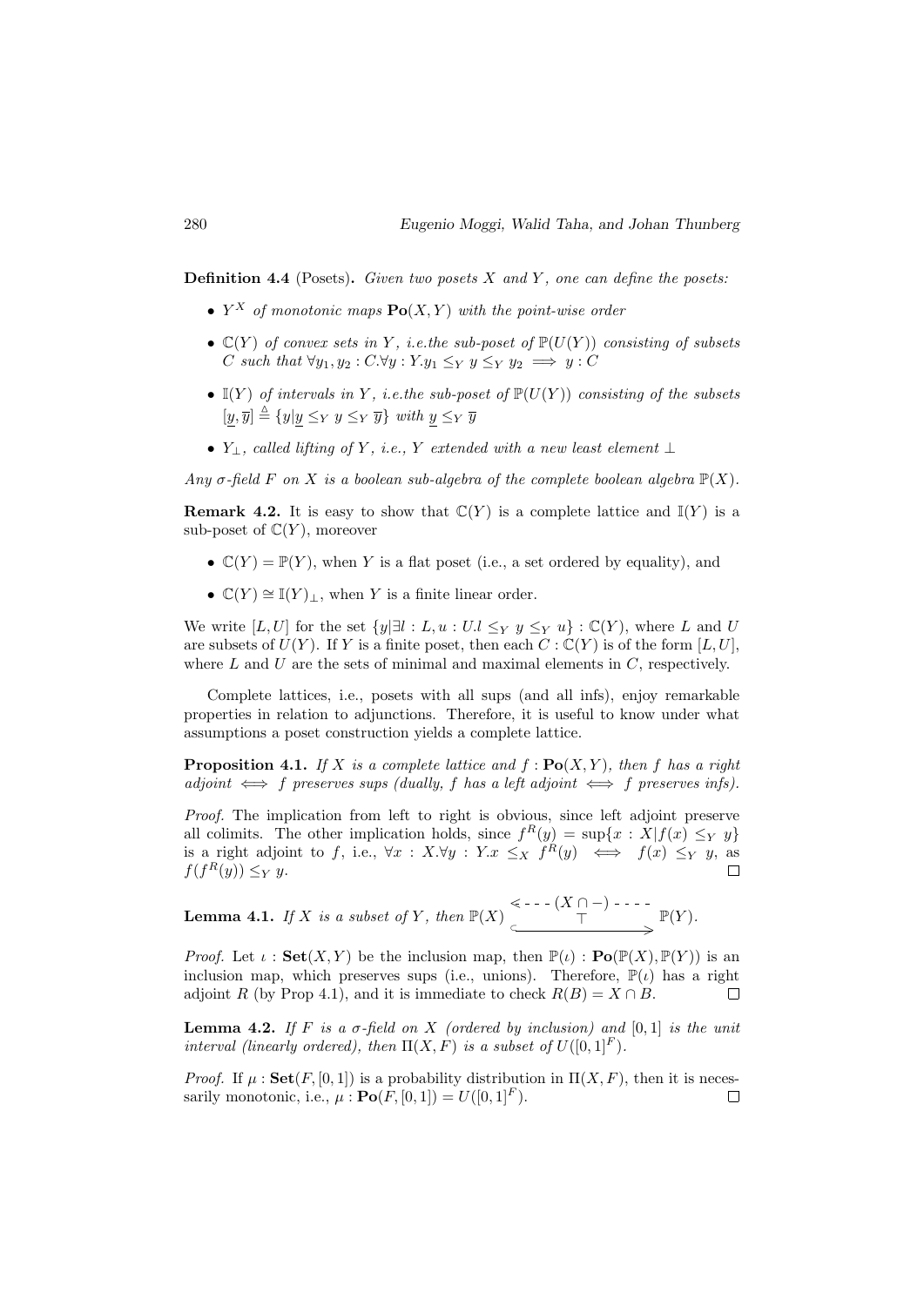**Definition 4.4** (Posets)**.** *Given two posets $X$ and $Y$, one can define the posets:*

- $Y^X$ *of monotonic maps* $\mathbf{Po}(X, Y)$ *with the point-wise order*
- $\mathbb{C}(Y)$ *of convex sets in $Y$, i.e.the sub-poset of $\mathbb{P}(U(Y))$ consisting of subsets $C$ such that $\forall y_1, y_2 : C.\forall y : Y.y_1 \leq_Y y \leq_Y y_2 \implies y : C$*
- $\mathbb{I}(Y)$ *of intervals in $Y$, i.e.the sub-poset of $\mathbb{P}(U(Y))$ consisting of the subsets $[\underline{y}, \overline{y}] \stackrel{\Delta}{=} \{y | \underline{y} \leq_Y y \leq_Y \overline{y}\}$ with $\underline{y} \leq_Y \overline{y}$*
- $Y_\bot$*, called lifting of $Y$, i.e., $Y$ extended with a new least element $\bot$*

*Any $\sigma$-field $F$ on $X$ is a boolean sub-algebra of the complete boolean algebra $\mathbb{P}(X)$.*

**Remark 4.2.** It is easy to show that $\mathbb{C}(Y)$ is a complete lattice and $\mathbb{I}(Y)$ is a sub-poset of $\mathbb{C}(Y)$, moreover

- $\mathbb{C}(Y) = \mathbb{P}(Y)$, when $Y$ is a flat poset (i.e., a set ordered by equality), and
- $\mathbb{C}(Y) \cong \mathbb{I}(Y)_\bot$, when $Y$ is a finite linear order.

We write $[L, U]$ for the set $\{y | \exists l : L, u : U.l \leq_Y y \leq_Y u\} : \mathbb{C}(Y)$, where $L$ and $U$ are subsets of $U(Y)$. If $Y$ is a finite poset, then each $C : \mathbb{C}(Y)$ is of the form $[L, U]$, where $L$ and $U$ are the sets of minimal and maximal elements in $C$, respectively.

Complete lattices, i.e., posets with all sups (and all infs), enjoy remarkable properties in relation to adjunctions. Therefore, it is useful to know under what assumptions a poset construction yields a complete lattice.

**Proposition 4.1.** *If $X$ is a complete lattice and $f : \mathbf{Po}(X, Y)$, then $f$ has a right adjoint $\iff$ $f$ preserves sups (dually, $f$ has a left adjoint $\iff$ $f$ preserves infs).*

*Proof.* The implication from left to right is obvious, since left adjoint preserve all colimits. The other implication holds, since $f^R(y) = \sup\{x : X | f(x) \leq_Y y\}$ is a right adjoint to $f$, i.e., $\forall x : X.\forall y : Y.x \leq_X f^R(y) \iff f(x) \leq_Y y$, as $f(f^R(y)) \leq_Y y$. $\square$

**Lemma 4.1.** *If $X$ is a subset of $Y$, then* $\mathbb{P}(X) \underset{\top}{\overset{(X \cap -)}{\rightleftarrows}} \mathbb{P}(Y)$.

*Proof.* Let $\iota : \mathbf{Set}(X, Y)$ be the inclusion map, then $\mathbb{P}(\iota) : \mathbf{Po}(\mathbb{P}(X), \mathbb{P}(Y))$ is an inclusion map, which preserves sups (i.e., unions). Therefore, $\mathbb{P}(\iota)$ has a right adjoint $R$ (by Prop 4.1), and it is immediate to check $R(B) = X \cap B$. $\square$

**Lemma 4.2.** *If $F$ is a $\sigma$-field on $X$ (ordered by inclusion) and $[0, 1]$ is the unit interval (linearly ordered), then $\Pi(X, F)$ is a subset of $U([0, 1]^F)$.*

*Proof.* If $\mu : \mathbf{Set}(F, [0, 1])$ is a probability distribution in $\Pi(X, F)$, then it is necessarily monotonic, i.e., $\mu : \mathbf{Po}(F, [0, 1]) = U([0, 1]^F)$. $\square$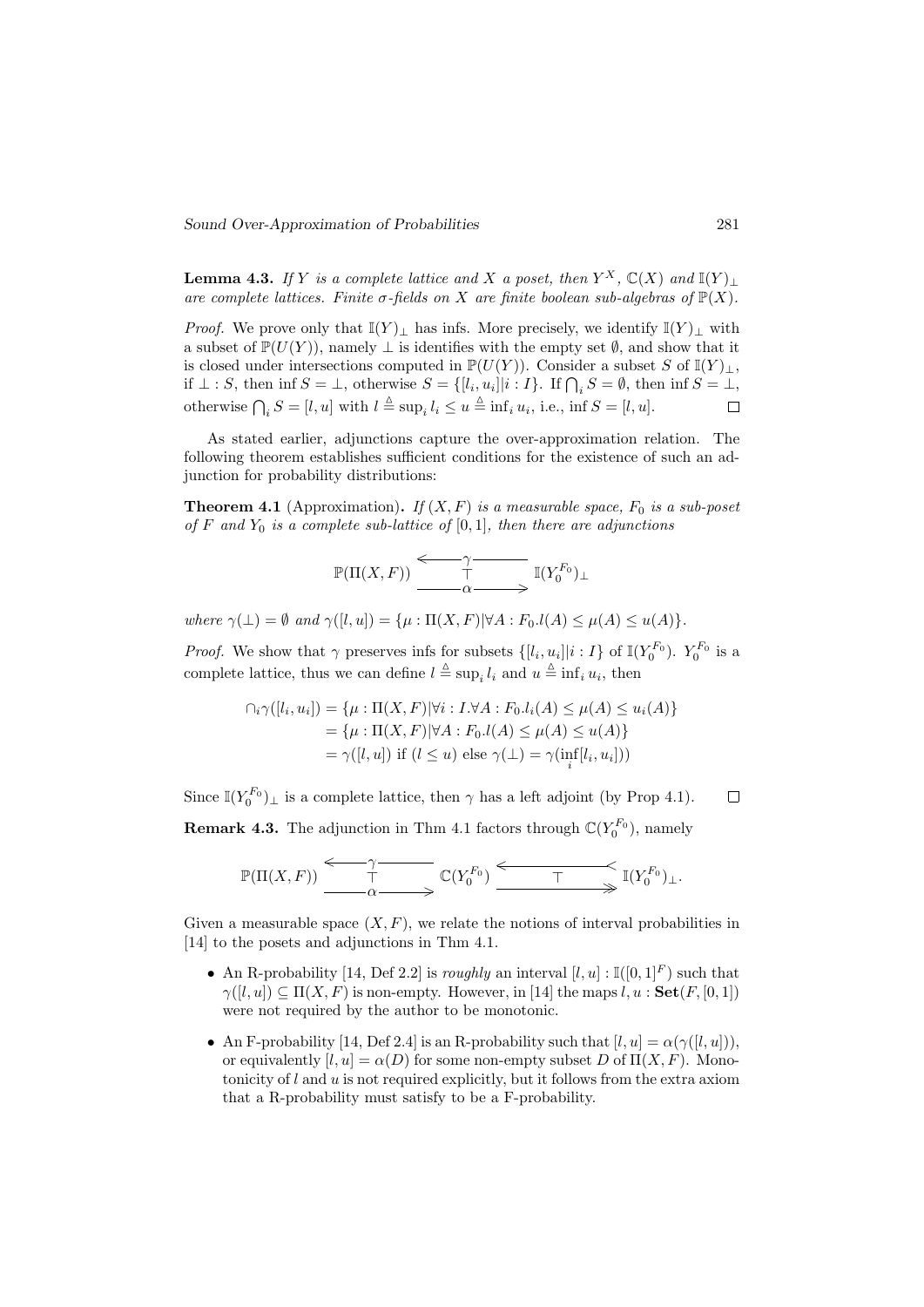**Lemma 4.3.** *If $Y$ is a complete lattice and $X$ a poset, then $Y^X$, $\mathbb{C}(X)$ and $\mathbb{I}(Y)_\perp$ are complete lattices. Finite $\sigma$-fields on $X$ are finite boolean sub-algebras of $\mathbb{P}(X)$.*

*Proof.* We prove only that $\mathbb{I}(Y)_\perp$ has infs. More precisely, we identify $\mathbb{I}(Y)_\perp$ with a subset of $\mathbb{P}(U(Y))$, namely $\perp$ is identifies with the empty set $\emptyset$, and show that it is closed under intersections computed in $\mathbb{P}(U(Y))$. Consider a subset $S$ of $\mathbb{I}(Y)_\perp$, if $\perp : S$, then $\inf S = \perp$, otherwise $S = \{[l_i, u_i] | i : I\}$. If $\bigcap_i S = \emptyset$, then $\inf S = \perp$, otherwise $\bigcap_i S = [l, u]$ with $l \triangleq \sup_i l_i \leq u \triangleq \inf_i u_i$, i.e., $\inf S = [l, u]$. $\square$

As stated earlier, adjunctions capture the over-approximation relation. The following theorem establishes sufficient conditions for the existence of such an adjunction for probability distributions:

**Theorem 4.1** (Approximation)**.** *If $(X, F)$ is a measurable space, $F_0$ is a sub-poset of $F$ and $Y_0$ is a complete sub-lattice of $[0, 1]$, then there are adjunctions*

$$\mathbb{P}(\Pi(X, F)) \underset{\alpha}{\overset{\gamma}{\underset{\longrightarrow}{\overset{\longleftarrow}{\top}}}} \mathbb{I}(Y_0^{F_0})_\perp$$

*where $\gamma(\perp) = \emptyset$ and $\gamma([l, u]) = \{\mu : \Pi(X, F) | \forall A : F_0 . l(A) \leq \mu(A) \leq u(A)\}$.*

*Proof.* We show that $\gamma$ preserves infs for subsets $\{[l_i, u_i] | i : I\}$ of $\mathbb{I}(Y_0^{F_0})$. $Y_0^{F_0}$ is a complete lattice, thus we can define $l \triangleq \sup_i l_i$ and $u \triangleq \inf_i u_i$, then

$$\begin{aligned}
\cap_i \gamma([l_i, u_i]) &= \{\mu : \Pi(X, F) | \forall i : I . \forall A : F_0 . l_i(A) \leq \mu(A) \leq u_i(A)\} \\
&= \{\mu : \Pi(X, F) | \forall A : F_0 . l(A) \leq \mu(A) \leq u(A)\} \\
&= \gamma([l, u]) \text{ if } (l \leq u) \text{ else } \gamma(\perp) = \gamma(\inf_i [l_i, u_i]))
\end{aligned}$$

Since $\mathbb{I}(Y_0^{F_0})_\perp$ is a complete lattice, then $\gamma$ has a left adjoint (by Prop 4.1). $\square$

**Remark 4.3.** The adjunction in Thm 4.1 factors through $\mathbb{C}(Y_0^{F_0})$, namely

$$\mathbb{P}(\Pi(X, F)) \underset{\alpha}{\overset{\gamma}{\underset{\longrightarrow}{\overset{\longleftarrow}{\top}}}} \mathbb{C}(Y_0^{F_0}) \underset{\twoheadrightarrow}{\overset{\hookleftarrow}{\top}} \mathbb{I}(Y_0^{F_0})_\perp .$$

Given a measurable space $(X, F)$, we relate the notions of interval probabilities in [14] to the posets and adjunctions in Thm 4.1.

- An R-probability [14, Def 2.2] is *roughly* an interval $[l, u] : \mathbb{I}([0, 1]^F)$ such that $\gamma([l, u]) \subseteq \Pi(X, F)$ is non-empty. However, in [14] the maps $l, u : \mathbf{Set}(F, [0, 1])$ were not required by the author to be monotonic.
- An F-probability [14, Def 2.4] is an R-probability such that $[l, u] = \alpha(\gamma([l, u]))$, or equivalently $[l, u] = \alpha(D)$ for some non-empty subset $D$ of $\Pi(X, F)$. Monotonicity of $l$ and $u$ is not required explicitly, but it follows from the extra axiom that a R-probability must satisfy to be a F-probability.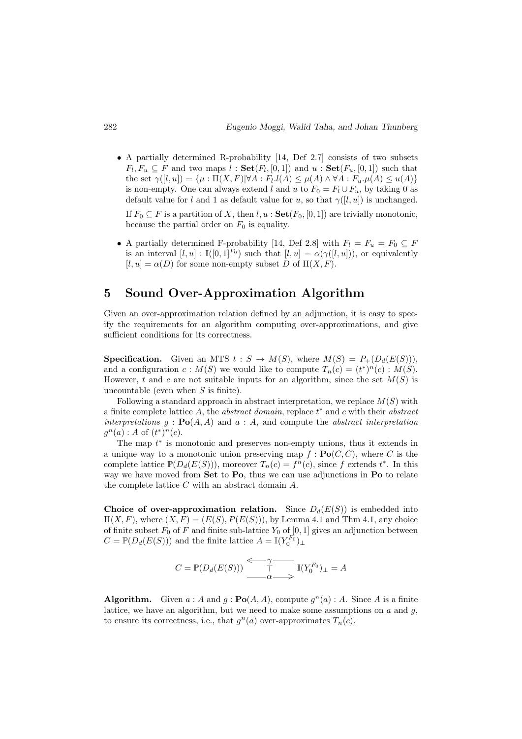- A partially determined R-probability [14, Def 2.7] consists of two subsets $F_l, F_u \subseteq F$ and two maps $l : \mathbf{Set}(F_l, [0,1])$ and $u : \mathbf{Set}(F_u, [0,1])$ such that the set $\gamma([l,u]) = \{\mu : \Pi(X,F) | \forall A : F_l.l(A) \leq \mu(A) \wedge \forall A : F_u.\mu(A) \leq u(A)\}$ is non-empty. One can always extend $l$ and $u$ to $F_0 = F_l \cup F_u$, by taking 0 as default value for $l$ and 1 as default value for $u$, so that $\gamma([l,u])$ is unchanged.

  If $F_0 \subseteq F$ is a partition of $X$, then $l, u : \mathbf{Set}(F_0, [0,1])$ are trivially monotonic, because the partial order on $F_0$ is equality.

- A partially determined F-probability [14, Def 2.8] with $F_l = F_u = F_0 \subseteq F$ is an interval $[l,u] : \mathbb{I}([0,1]^{F_0})$ such that $[l,u] = \alpha(\gamma([l,u]))$, or equivalently $[l,u] = \alpha(D)$ for some non-empty subset $D$ of $\Pi(X,F)$.

# 5 Sound Over-Approximation Algorithm

Given an over-approximation relation defined by an adjunction, it is easy to specify the requirements for an algorithm computing over-approximations, and give sufficient conditions for its correctness.

**Specification.** Given an MTS $t : S \to M(S)$, where $M(S) = P_+(D_d(E(S)))$, and a configuration $c : M(S)$ we would like to compute $T_n(c) = (t^*)^n(c) : M(S)$. However, $t$ and $c$ are not suitable inputs for an algorithm, since the set $M(S)$ is uncountable (even when $S$ is finite).

Following a standard approach in abstract interpretation, we replace $M(S)$ with a finite complete lattice $A$, the *abstract domain*, replace $t^*$ and $c$ with their *abstract interpretations* $g : \mathbf{Po}(A,A)$ and $a : A$, and compute the *abstract interpretation* $g^n(a) : A$ of $(t^*)^n(c)$.

The map $t^*$ is monotonic and preserves non-empty unions, thus it extends in a unique way to a monotonic union preserving map $f : \mathbf{Po}(C,C)$, where $C$ is the complete lattice $\mathbb{P}(D_d(E(S)))$, moreover $T_n(c) = f^n(c)$, since $f$ extends $t^*$. In this way we have moved from $\mathbf{Set}$ to $\mathbf{Po}$, thus we can use adjunctions in $\mathbf{Po}$ to relate the complete lattice $C$ with an abstract domain $A$.

**Choice of over-approximation relation.** Since $D_d(E(S))$ is embedded into $\Pi(X,F)$, where $(X,F) = (E(S), P(E(S)))$, by Lemma 4.1 and Thm 4.1, any choice of finite subset $F_0$ of $F$ and finite sub-lattice $Y_0$ of $[0,1]$ gives an adjunction between $C = \mathbb{P}(D_d(E(S)))$ and the finite lattice $A = \mathbb{I}(Y_0^{F_0})_\perp$

$$C = \mathbb{P}(D_d(E(S))) \underset{\alpha}{\overset{\gamma}{\underset{\longrightarrow}{\overset{\longleftarrow}{\top}}}} \mathbb{I}(Y_0^{F_0})_\perp = A$$

**Algorithm.** Given $a : A$ and $g : \mathbf{Po}(A,A)$, compute $g^n(a) : A$. Since $A$ is a finite lattice, we have an algorithm, but we need to make some assumptions on $a$ and $g$, to ensure its correctness, i.e., that $g^n(a)$ over-approximates $T_n(c)$.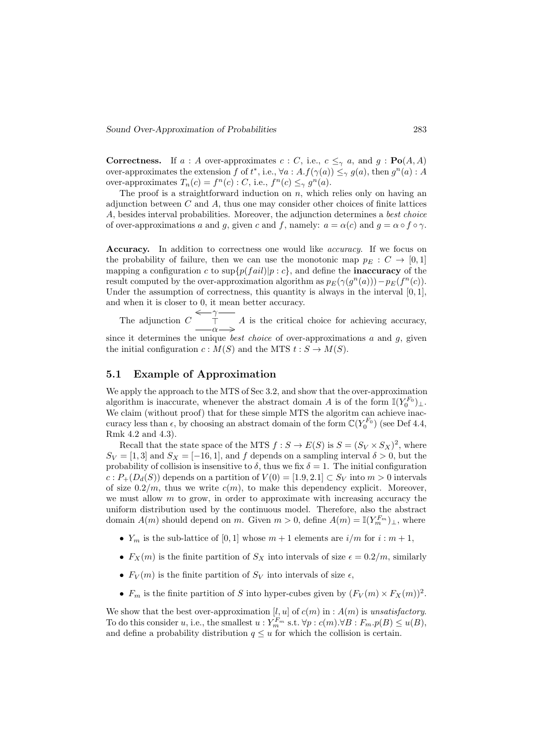**Correctness.** If $a : A$ over-approximates $c : C$, i.e., $c \leq_\gamma a$, and $g : \mathbf{Po}(A, A)$ over-approximates the extension $f$ of $t^*$, i.e., $\forall a : A.f(\gamma(a)) \leq_\gamma g(a)$, then $g^n(a) : A$ over-approximates $T_n(c) = f^n(c) : C$, i.e., $f^n(c) \leq_\gamma g^n(a)$.

The proof is a straightforward induction on $n$, which relies only on having an adjunction between $C$ and $A$, thus one may consider other choices of finite lattices $A$, besides interval probabilities. Moreover, the adjunction determines a *best choice* of over-approximations $a$ and $g$, given $c$ and $f$, namely: $a = \alpha(c)$ and $g = \alpha \circ f \circ \gamma$.

**Accuracy.** In addition to correctness one would like *accuracy*. If we focus on the probability of failure, then we can use the monotonic map $p_E : C \to [0, 1]$ mapping a configuration $c$ to $\sup\{p(fail)|p : c\}$, and define the **inaccuracy** of the result computed by the over-approximation algorithm as $p_E(\gamma(g^n(a))) - p_E(f^n(c))$. Under the assumption of correctness, this quantity is always in the interval $[0, 1]$, and when it is closer to 0, it mean better accuracy.

The adjunction $C \underset{\alpha}{\overset{\gamma}{\rightleftarrows}} A$ (with $\top$) is the critical choice for achieving accuracy, since it determines the unique *best choice* of over-approximations $a$ and $g$, given the initial configuration $c : M(S)$ and the MTS $t : S \to M(S)$.

## 5.1 Example of Approximation

We apply the approach to the MTS of Sec 3.2, and show that the over-approximation algorithm is inaccurate, whenever the abstract domain $A$ is of the form $\mathbb{I}(Y_0^{F_0})_\perp$. We claim (without proof) that for these simple MTS the algoritm can achieve inaccuracy less than $\epsilon$, by choosing an abstract domain of the form $\mathbb{C}(Y_0^{F_0})$ (see Def 4.4, Rmk 4.2 and 4.3).

Recall that the state space of the MTS $f : S \to E(S)$ is $S = (S_V \times S_X)^2$, where $S_V = [1, 3]$ and $S_X = [-16, 1]$, and $f$ depends on a sampling interval $\delta > 0$, but the probability of collision is insensitive to $\delta$, thus we fix $\delta = 1$. The initial configuration $c : P_+(D_d(S))$ depends on a partition of $V(0) = [1.9, 2.1] \subset S_V$ into $m > 0$ intervals of size $0.2/m$, thus we write $c(m)$, to make this dependency explicit. Moreover, we must allow $m$ to grow, in order to approximate with increasing accuracy the uniform distribution used by the continuous model. Therefore, also the abstract domain $A(m)$ should depend on $m$. Given $m > 0$, define $A(m) = \mathbb{I}(Y_m^{F_m})_\perp$, where

- $Y_m$ is the sub-lattice of $[0, 1]$ whose $m + 1$ elements are $i/m$ for $i : m + 1$,
- $F_X(m)$ is the finite partition of $S_X$ into intervals of size $\epsilon = 0.2/m$, similarly
- $F_V(m)$ is the finite partition of $S_V$ into intervals of size $\epsilon$,
- $F_m$ is the finite partition of $S$ into hyper-cubes given by $(F_V(m) \times F_X(m))^2$.

We show that the best over-approximation $[l, u]$ of $c(m)$ in : $A(m)$ is *unsatisfactory*. To do this consider $u$, i.e., the smallest $u : Y_m^{F_m}$ s.t. $\forall p : c(m).\forall B : F_m.p(B) \leq u(B)$, and define a probability distribution $q \leq u$ for which the collision is certain.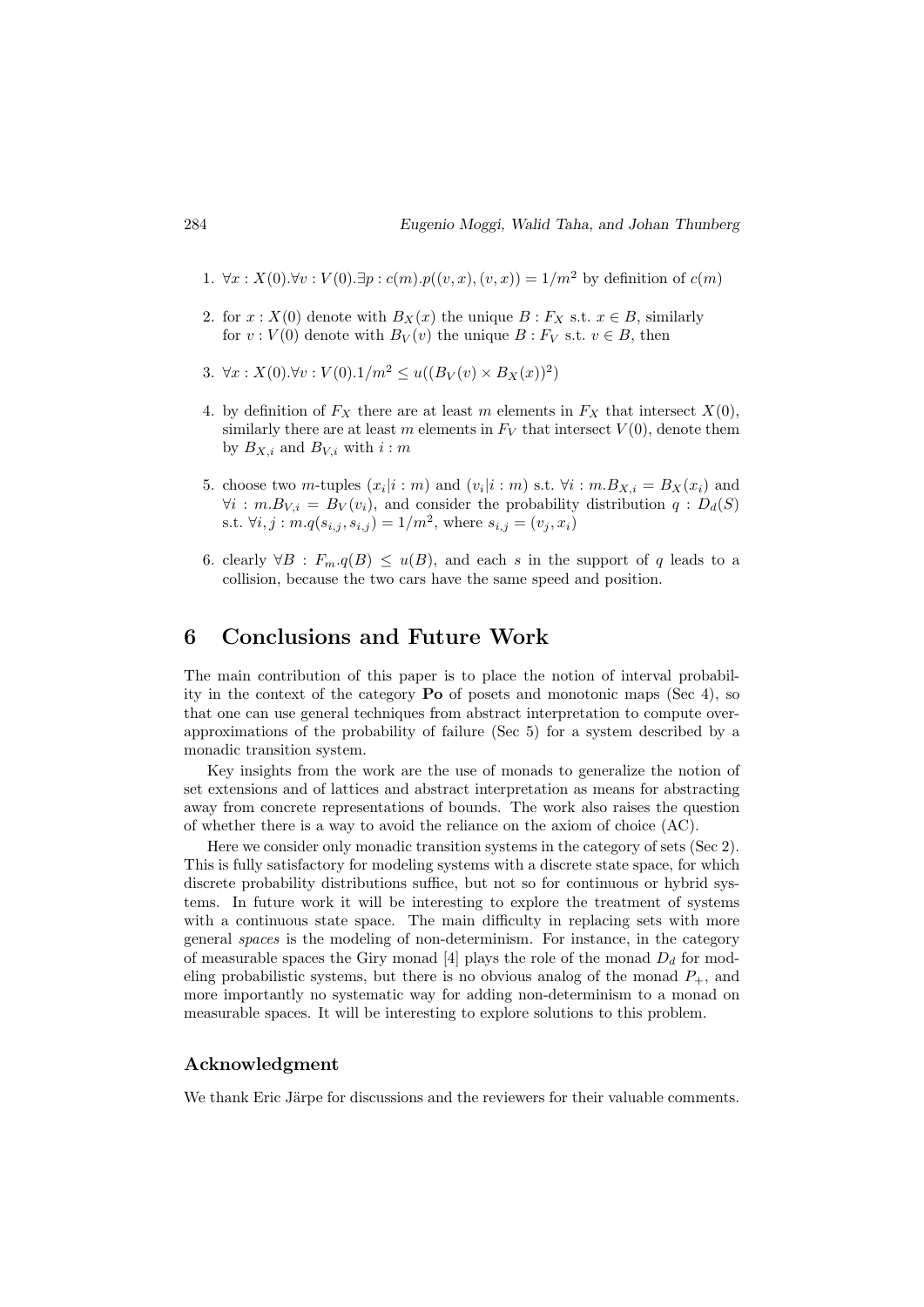1. $\forall x : X(0).\forall v : V(0).\exists p : c(m).p((v,x),(v,x)) = 1/m^2$ by definition of $c(m)$

2. for $x : X(0)$ denote with $B_X(x)$ the unique $B : F_X$ s.t. $x \in B$, similarly for $v : V(0)$ denote with $B_V(v)$ the unique $B : F_V$ s.t. $v \in B$, then

3. $\forall x : X(0).\forall v : V(0).1/m^2 \leq u((B_V(v) \times B_X(x))^2)$

4. by definition of $F_X$ there are at least $m$ elements in $F_X$ that intersect $X(0)$, similarly there are at least $m$ elements in $F_V$ that intersect $V(0)$, denote them by $B_{X,i}$ and $B_{V,i}$ with $i : m$

5. choose two $m$-tuples $(x_i|i : m)$ and $(v_i|i : m)$ s.t. $\forall i : m.B_{X,i} = B_X(x_i)$ and $\forall i : m.B_{V,i} = B_V(v_i)$, and consider the probability distribution $q : D_d(S)$ s.t. $\forall i,j : m.q(s_{i,j}, s_{i,j}) = 1/m^2$, where $s_{i,j} = (v_j, x_i)$

6. clearly $\forall B : F_m.q(B) \leq u(B)$, and each $s$ in the support of $q$ leads to a collision, because the two cars have the same speed and position.

## 6 Conclusions and Future Work

The main contribution of this paper is to place the notion of interval probability in the context of the category **Po** of posets and monotonic maps (Sec 4), so that one can use general techniques from abstract interpretation to compute over-approximations of the probability of failure (Sec 5) for a system described by a monadic transition system.

Key insights from the work are the use of monads to generalize the notion of set extensions and of lattices and abstract interpretation as means for abstracting away from concrete representations of bounds. The work also raises the question of whether there is a way to avoid the reliance on the axiom of choice (AC).

Here we consider only monadic transition systems in the category of sets (Sec 2). This is fully satisfactory for modeling systems with a discrete state space, for which discrete probability distributions suffice, but not so for continuous or hybrid systems. In future work it will be interesting to explore the treatment of systems with a continuous state space. The main difficulty in replacing sets with more general *spaces* is the modeling of non-determinism. For instance, in the category of measurable spaces the Giry monad [4] plays the role of the monad $D_d$ for modeling probabilistic systems, but there is no obvious analog of the monad $P_+$, and more importantly no systematic way for adding non-determinism to a monad on measurable spaces. It will be interesting to explore solutions to this problem.

### Acknowledgment

We thank Eric Järpe for discussions and the reviewers for their valuable comments.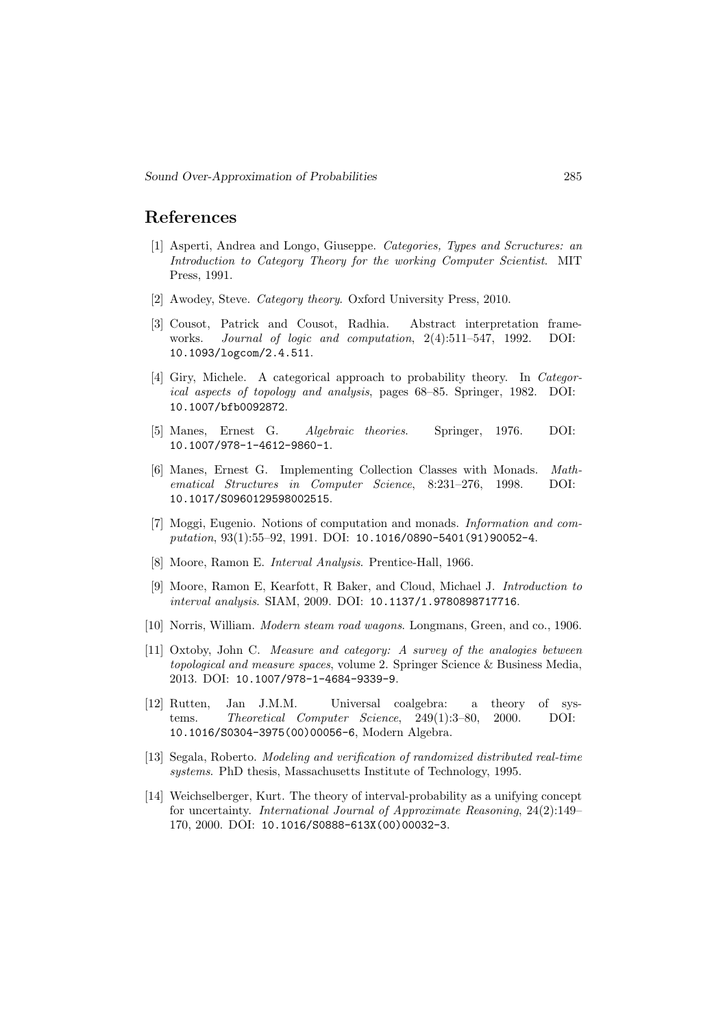## References

[1] Asperti, Andrea and Longo, Giuseppe. *Categories, Types and Scructures: an Introduction to Category Theory for the working Computer Scientist*. MIT Press, 1991.

[2] Awodey, Steve. *Category theory*. Oxford University Press, 2010.

[3] Cousot, Patrick and Cousot, Radhia. Abstract interpretation frameworks. *Journal of logic and computation*, 2(4):511–547, 1992. DOI: 10.1093/logcom/2.4.511.

[4] Giry, Michele. A categorical approach to probability theory. In *Categorical aspects of topology and analysis*, pages 68–85. Springer, 1982. DOI: 10.1007/bfb0092872.

[5] Manes, Ernest G. *Algebraic theories*. Springer, 1976. DOI: 10.1007/978-1-4612-9860-1.

[6] Manes, Ernest G. Implementing Collection Classes with Monads. *Mathematical Structures in Computer Science*, 8:231–276, 1998. DOI: 10.1017/S0960129598002515.

[7] Moggi, Eugenio. Notions of computation and monads. *Information and computation*, 93(1):55–92, 1991. DOI: 10.1016/0890-5401(91)90052-4.

[8] Moore, Ramon E. *Interval Analysis*. Prentice-Hall, 1966.

[9] Moore, Ramon E, Kearfott, R Baker, and Cloud, Michael J. *Introduction to interval analysis*. SIAM, 2009. DOI: 10.1137/1.9780898717716.

[10] Norris, William. *Modern steam road wagons*. Longmans, Green, and co., 1906.

[11] Oxtoby, John C. *Measure and category: A survey of the analogies between topological and measure spaces*, volume 2. Springer Science & Business Media, 2013. DOI: 10.1007/978-1-4684-9339-9.

[12] Rutten, Jan J.M.M. Universal coalgebra: a theory of systems. *Theoretical Computer Science*, 249(1):3–80, 2000. DOI: 10.1016/S0304-3975(00)00056-6, Modern Algebra.

[13] Segala, Roberto. *Modeling and verification of randomized distributed real-time systems*. PhD thesis, Massachusetts Institute of Technology, 1995.

[14] Weichselberger, Kurt. The theory of interval-probability as a unifying concept for uncertainty. *International Journal of Approximate Reasoning*, 24(2):149–170, 2000. DOI: 10.1016/S0888-613X(00)00032-3.